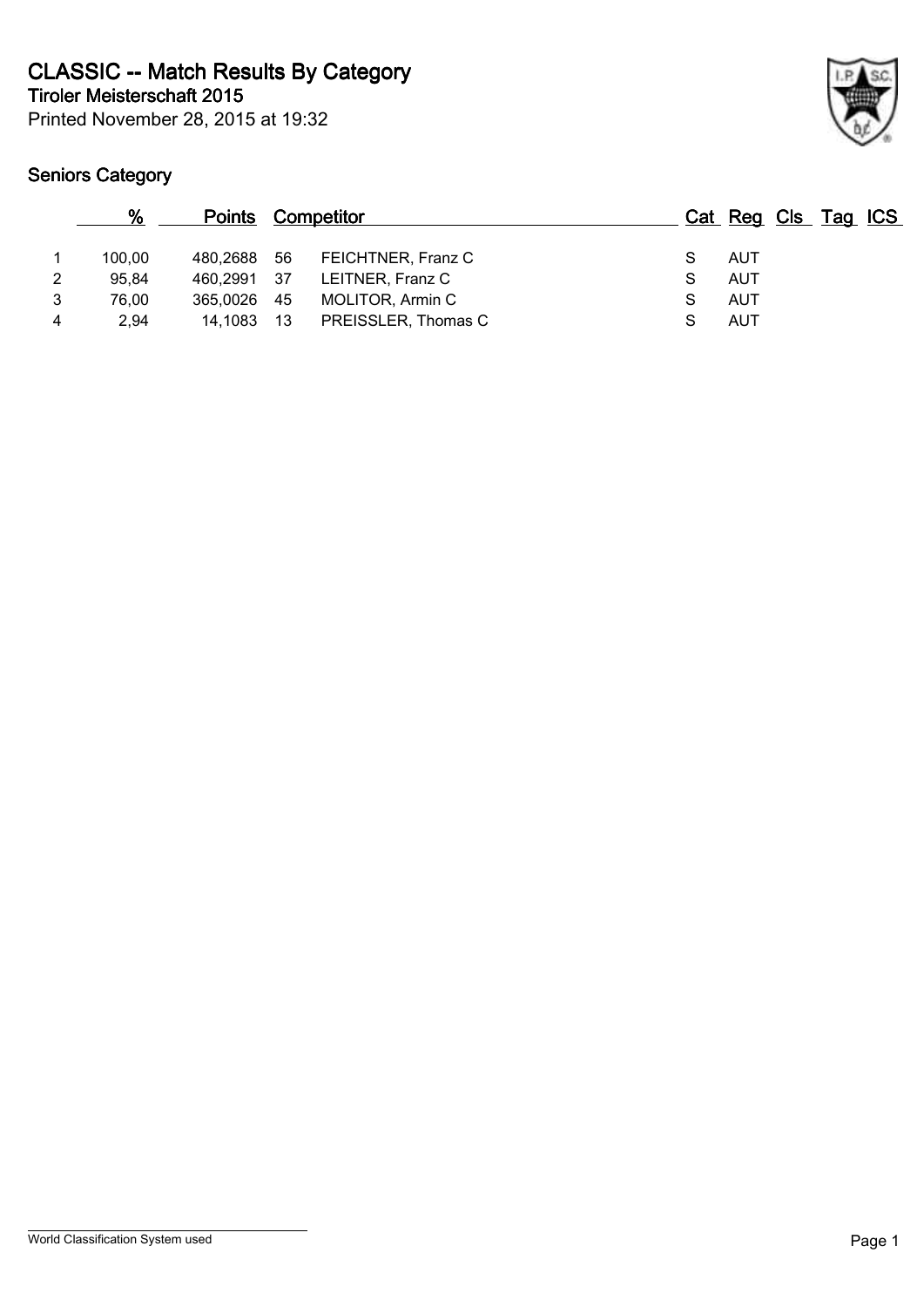# CLASSIC -- Match Results By Category

**Tiroler Meisterschaft 2015**

Printed November 28, 2015 at 19:32

## Seniors Category

| | % | Points | | Competitor | Cat | Reg | Cls | Tag | ICS |
|---|---|---|---|---|---|---|---|---|---|
| 1 | 100,00 | 480,2688 | 56 | FEICHTNER, Franz C | S | AUT | | | |
| 2 | 95,84 | 460,2991 | 37 | LEITNER, Franz C | S | AUT | | | |
| 3 | 76,00 | 365,0026 | 45 | MOLITOR, Armin C | S | AUT | | | |
| 4 | 2,94 | 14,1083 | 13 | PREISSLER, Thomas C | S | AUT | | | |

World Classification System used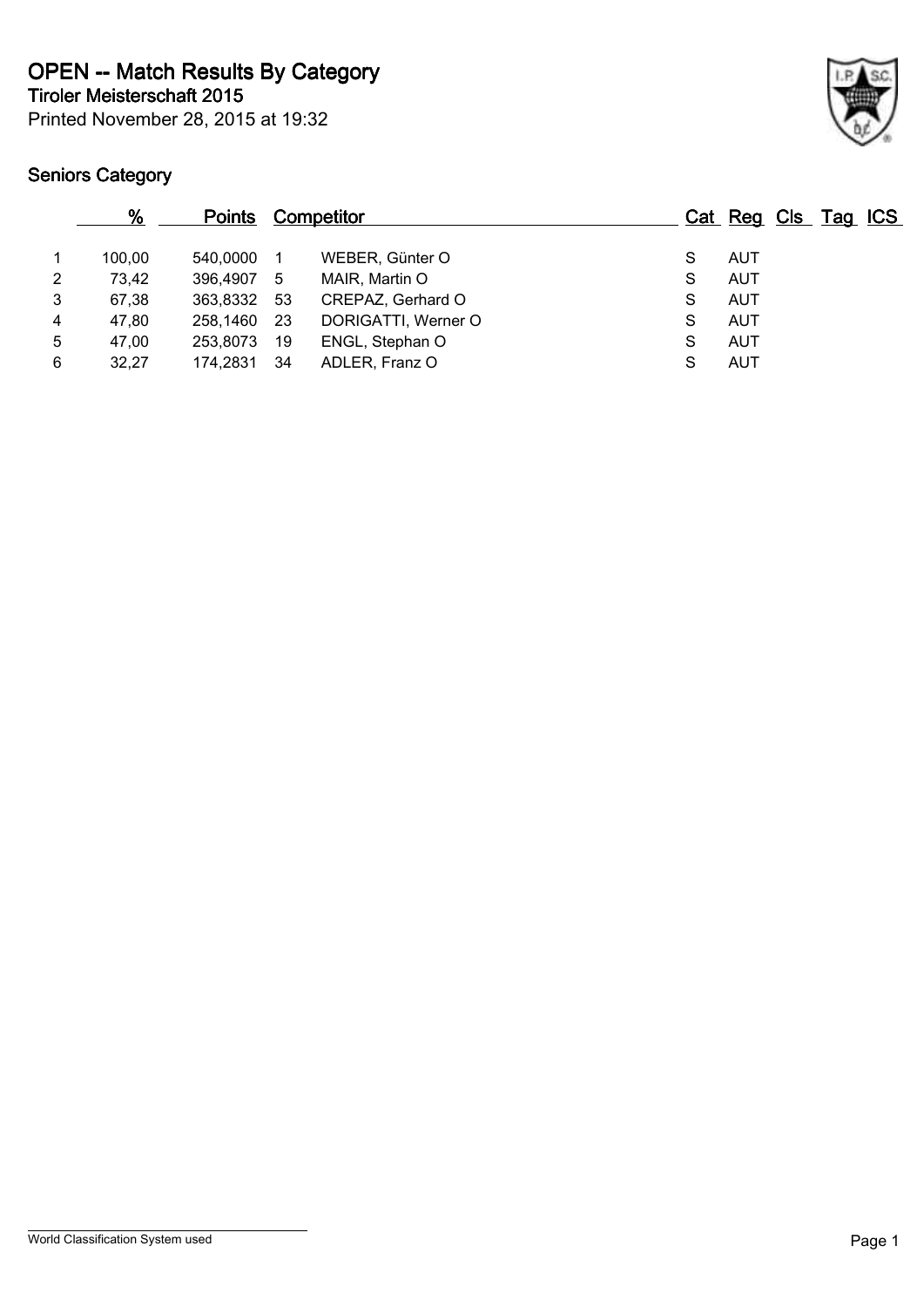# OPEN -- Match Results By Category

**Tiroler Meisterschaft 2015**

Printed November 28, 2015 at 19:32

## Seniors Category

| | % | Points | Competitor | | Cat | Reg | Cls | Tag | ICS |
|---|---|---|---|---|---|---|---|---|---|
| 1 | 100,00 | 540,0000 | 1 | WEBER, Günter O | S | AUT | | | |
| 2 | 73,42 | 396,4907 | 5 | MAIR, Martin O | S | AUT | | | |
| 3 | 67,38 | 363,8332 | 53 | CREPAZ, Gerhard O | S | AUT | | | |
| 4 | 47,80 | 258,1460 | 23 | DORIGATTI, Werner O | S | AUT | | | |
| 5 | 47,00 | 253,8073 | 19 | ENGL, Stephan O | S | AUT | | | |
| 6 | 32,27 | 174,2831 | 34 | ADLER, Franz O | S | AUT | | | |

World Classification System used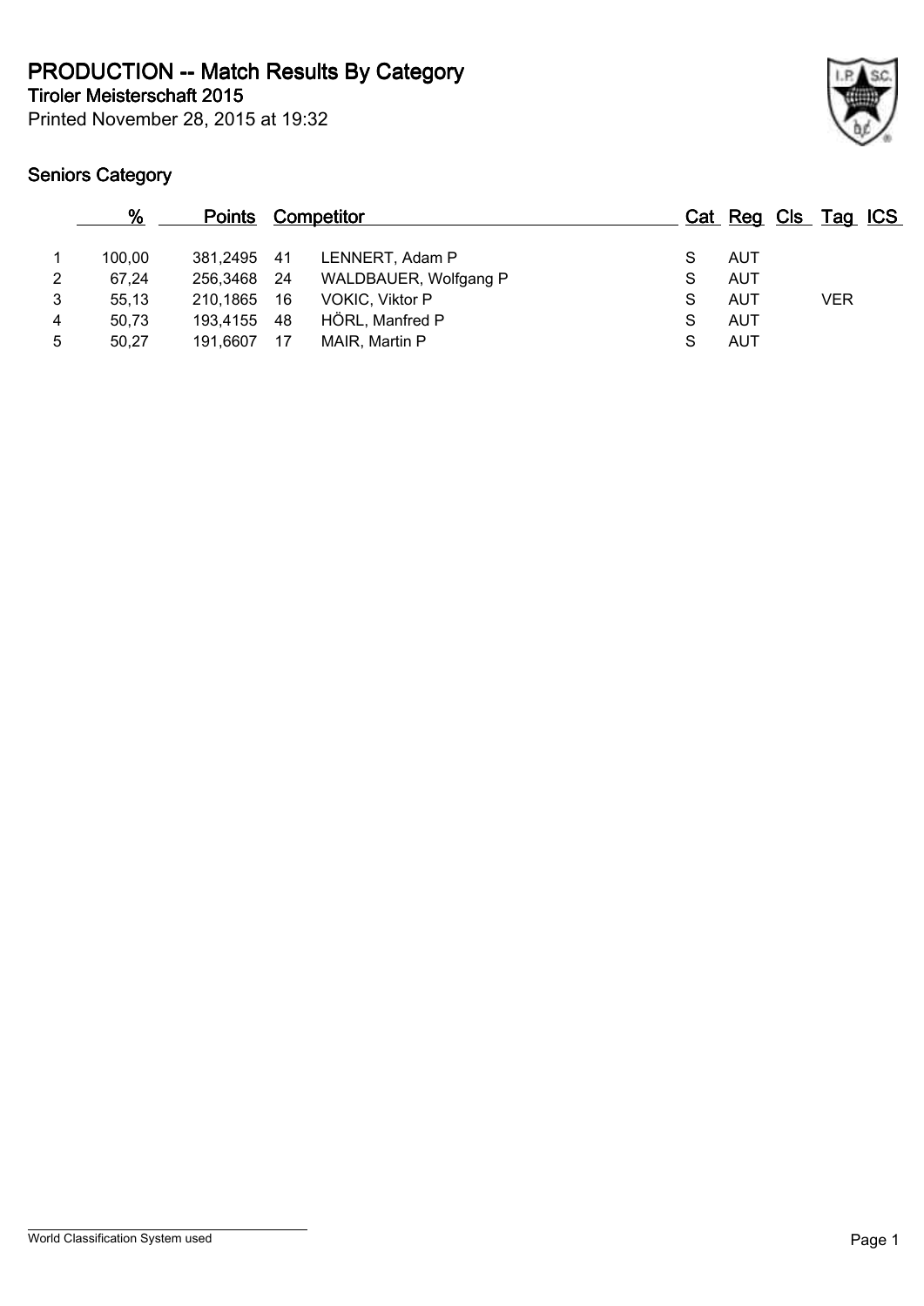# PRODUCTION -- Match Results By Category

**Tiroler Meisterschaft 2015**

Printed November 28, 2015 at 19:32

## Seniors Category

| | % | Points | Competitor | | Cat | Reg | Cls | Tag | ICS |
|---|---|---|---|---|---|---|---|---|---|
| 1 | 100,00 | 381,2495 | 41 | LENNERT, Adam P | S | AUT | | | |
| 2 | 67,24 | 256,3468 | 24 | WALDBAUER, Wolfgang P | S | AUT | | | |
| 3 | 55,13 | 210,1865 | 16 | VOKIC, Viktor P | S | AUT | | VER | |
| 4 | 50,73 | 193,4155 | 48 | HÖRL, Manfred P | S | AUT | | | |
| 5 | 50,27 | 191,6607 | 17 | MAIR, Martin P | S | AUT | | | |

World Classification System used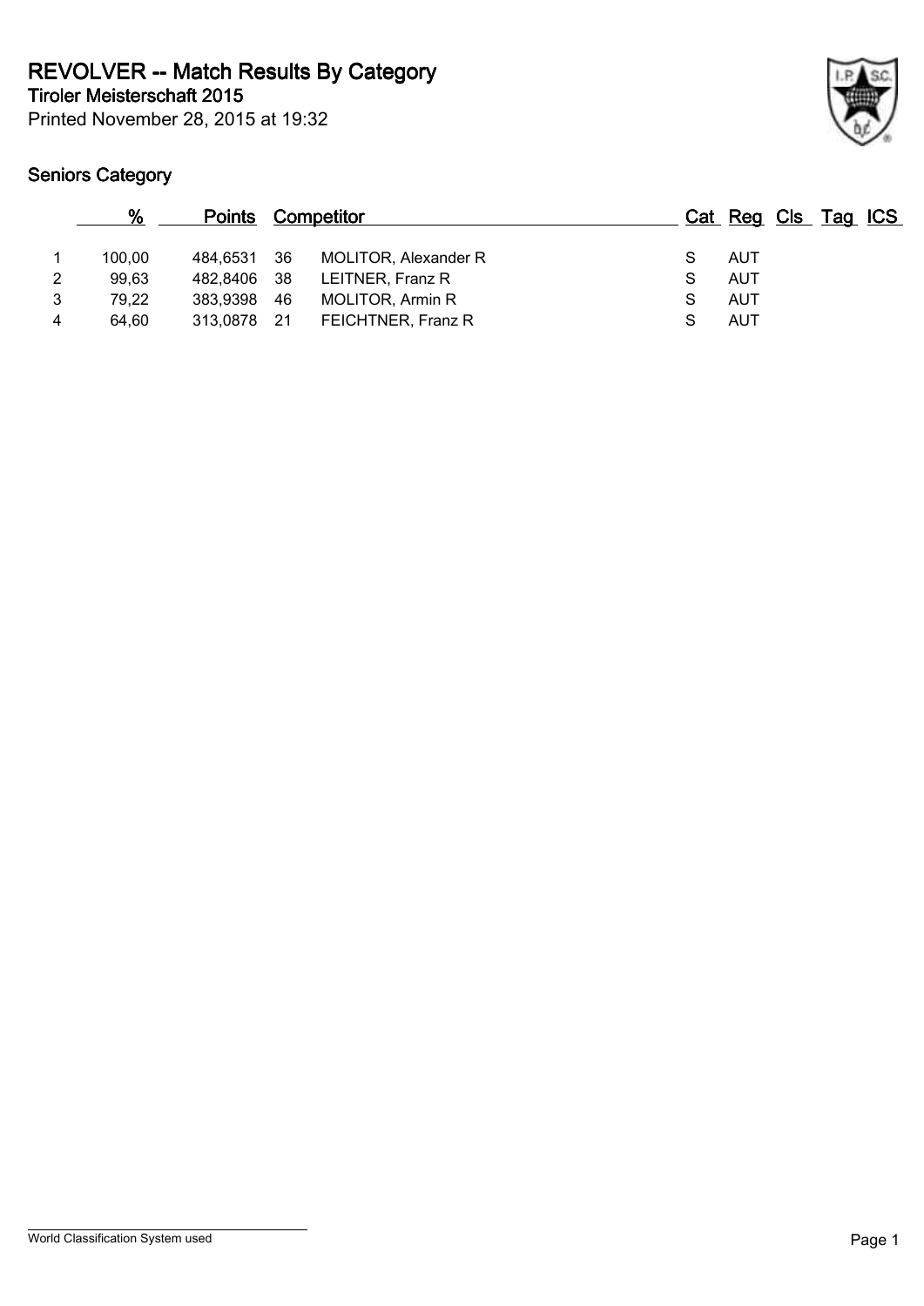# REVOLVER -- Match Results By Category

## Tiroler Meisterschaft 2015

Printed November 28, 2015 at 19:32

### Seniors Category

| | % | Points | | Competitor | Cat | Reg | Cls | Tag | ICS |
|---|---|---|---|---|---|---|---|---|---|
| 1 | 100,00 | 484,6531 | 36 | MOLITOR, Alexander R | S | AUT | | | |
| 2 | 99,63 | 482,8406 | 38 | LEITNER, Franz R | S | AUT | | | |
| 3 | 79,22 | 383,9398 | 46 | MOLITOR, Armin R | S | AUT | | | |
| 4 | 64,60 | 313,0878 | 21 | FEICHTNER, Franz R | S | AUT | | | |

World Classification System used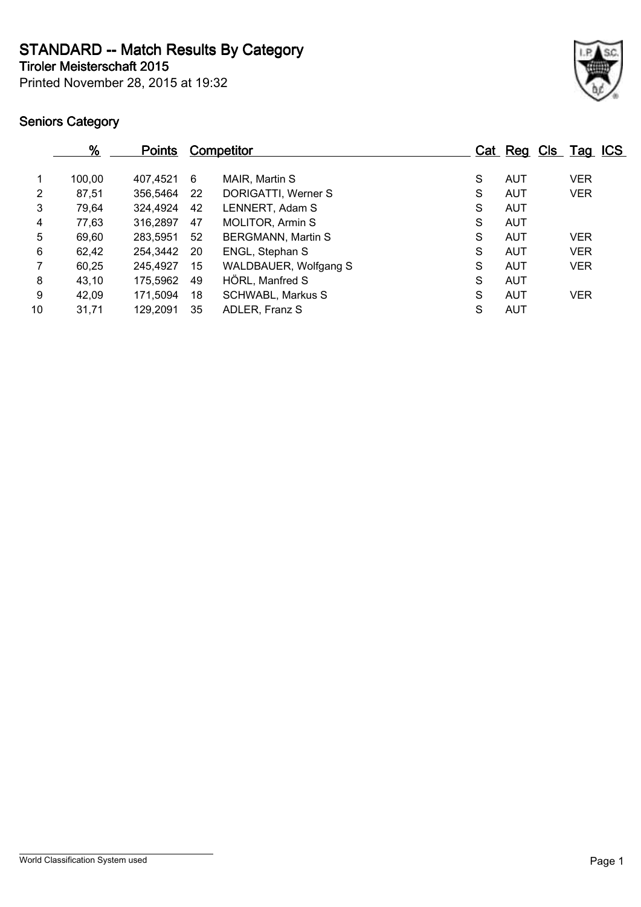# STANDARD -- Match Results By Category

**Tiroler Meisterschaft 2015**

Printed November 28, 2015 at 19:32

## Seniors Category

| | % | Points | Competitor | | Cat | Reg | Cls | Tag | ICS |
|---|---|---|---|---|---|---|---|---|---|
| 1 | 100,00 | 407,4521 | 6 | MAIR, Martin S | S | AUT | | VER | |
| 2 | 87,51 | 356,5464 | 22 | DORIGATTI, Werner S | S | AUT | | VER | |
| 3 | 79,64 | 324,4924 | 42 | LENNERT, Adam S | S | AUT | | | |
| 4 | 77,63 | 316,2897 | 47 | MOLITOR, Armin S | S | AUT | | | |
| 5 | 69,60 | 283,5951 | 52 | BERGMANN, Martin S | S | AUT | | VER | |
| 6 | 62,42 | 254,3442 | 20 | ENGL, Stephan S | S | AUT | | VER | |
| 7 | 60,25 | 245,4927 | 15 | WALDBAUER, Wolfgang S | S | AUT | | VER | |
| 8 | 43,10 | 175,5962 | 49 | HÖRL, Manfred S | S | AUT | | | |
| 9 | 42,09 | 171,5094 | 18 | SCHWABL, Markus S | S | AUT | | VER | |
| 10 | 31,71 | 129,2091 | 35 | ADLER, Franz S | S | AUT | | | |

World Classification System used